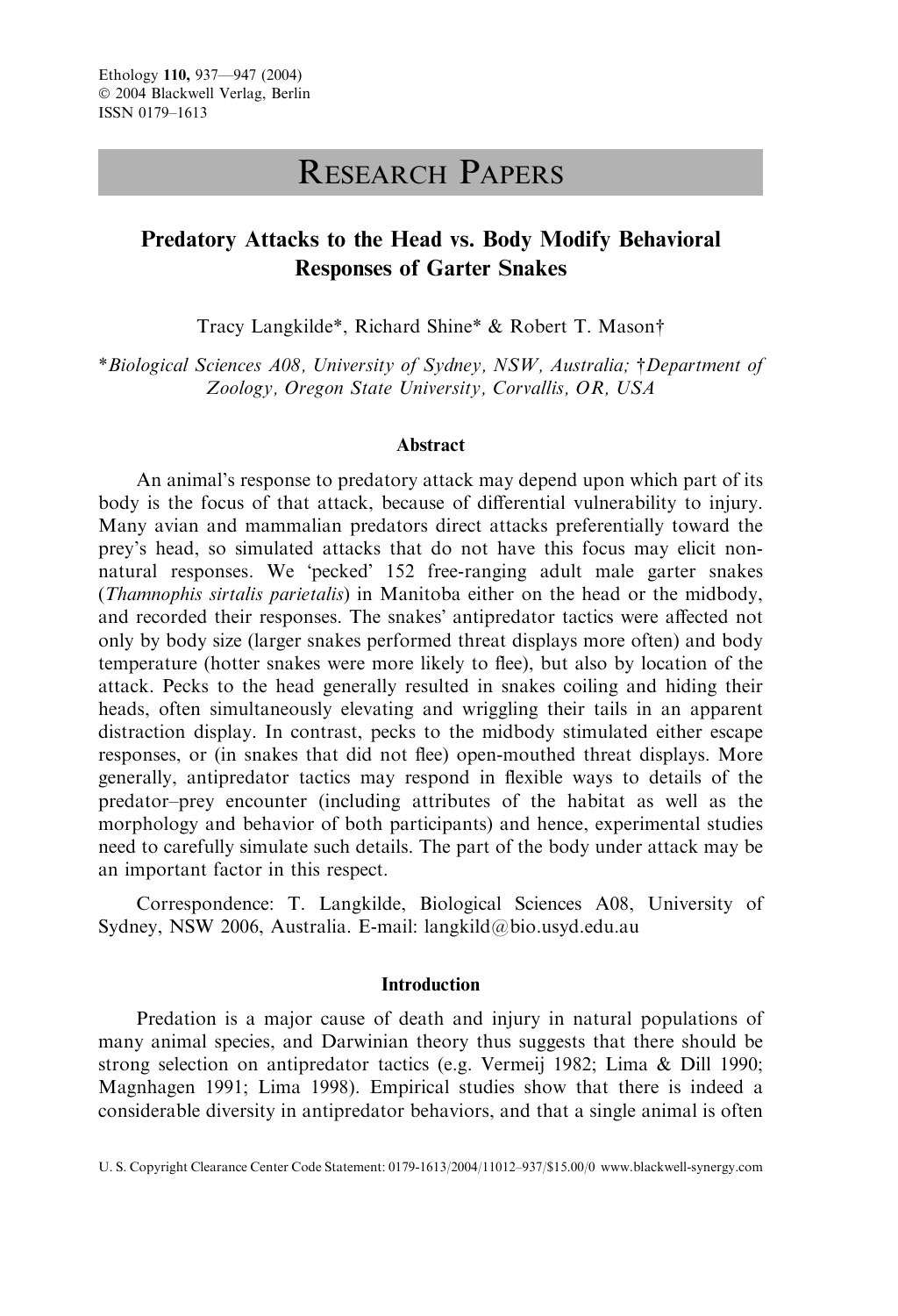# RESEARCH PAPERS

## Predatory Attacks to the Head vs. Body Modify Behavioral Responses of Garter Snakes

Tracy Langkilde\*, Richard Shine\* & Robert T. Mason†

\**Biological Sciences A08, University of Sydney, NSW, Australia;* †*Department of Zoology, Oregon State University, Corvallis, OR, USA*

### Abstract

An animal's response to predatory attack may depend upon which part of its body is the focus of that attack, because of differential vulnerability to injury. Many avian and mammalian predators direct attacks preferentially toward the prey's head, so simulated attacks that do not have this focus may elicit non-natural responses. We 'pecked' 152 free-ranging adult male garter snakes (*Thamnophis sirtalis parietalis*) in Manitoba either on the head or the midbody, and recorded their responses. The snakes' antipredator tactics were affected not only by body size (larger snakes performed threat displays more often) and body temperature (hotter snakes were more likely to flee), but also by location of the attack. Pecks to the head generally resulted in snakes coiling and hiding their heads, often simultaneously elevating and wriggling their tails in an apparent distraction display. In contrast, pecks to the midbody stimulated either escape responses, or (in snakes that did not flee) open-mouthed threat displays. More generally, antipredator tactics may respond in flexible ways to details of the predator–prey encounter (including attributes of the habitat as well as the morphology and behavior of both participants) and hence, experimental studies need to carefully simulate such details. The part of the body under attack may be an important factor in this respect.

Correspondence: T. Langkilde, Biological Sciences A08, University of Sydney, NSW 2006, Australia. E-mail: langkild@bio.usyd.edu.au

### Introduction

Predation is a major cause of death and injury in natural populations of many animal species, and Darwinian theory thus suggests that there should be strong selection on antipredator tactics (e.g. Vermeij 1982; Lima & Dill 1990; Magnhagen 1991; Lima 1998). Empirical studies show that there is indeed a considerable diversity in antipredator behaviors, and that a single animal is often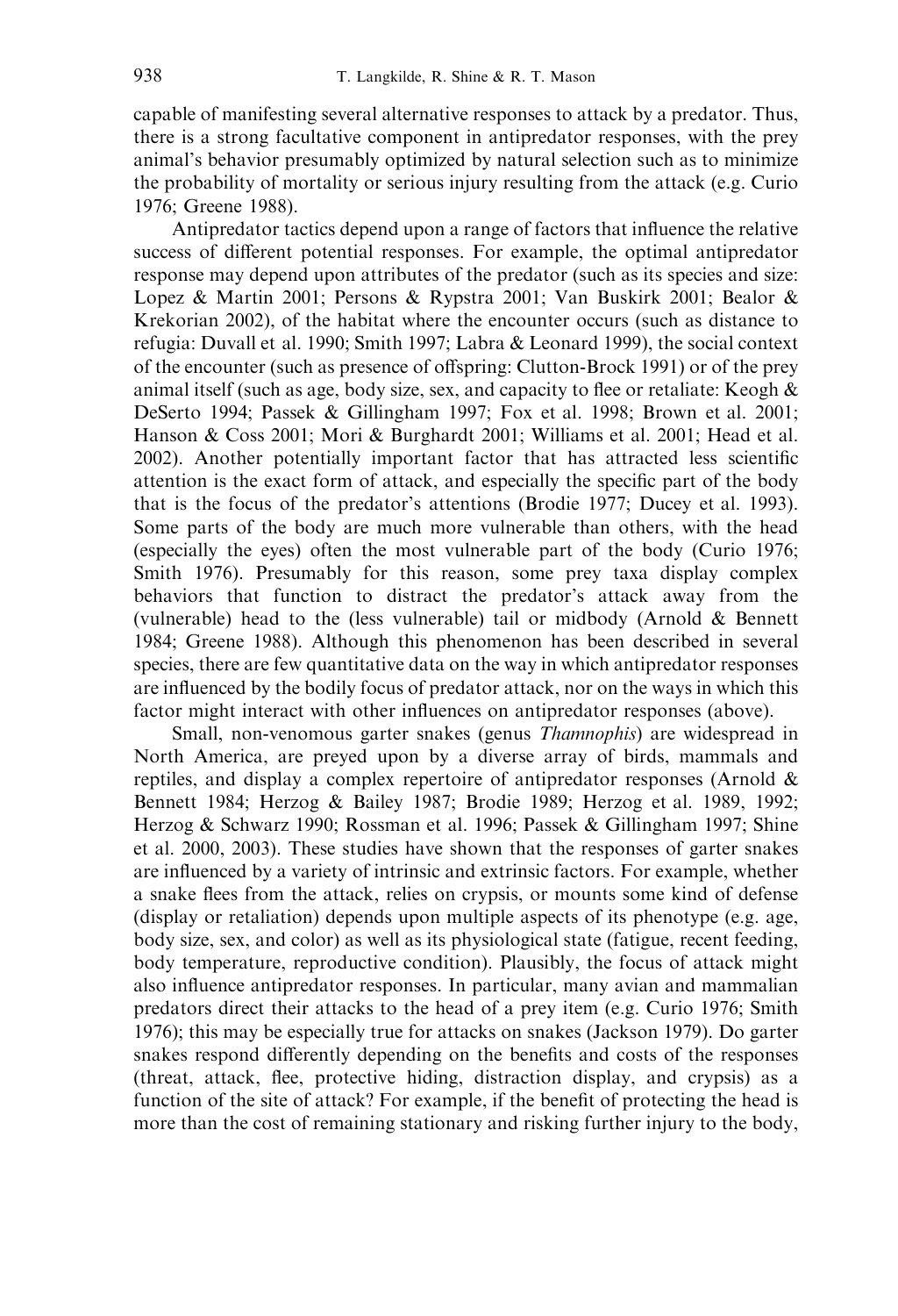capable of manifesting several alternative responses to attack by a predator. Thus, there is a strong facultative component in antipredator responses, with the prey animal's behavior presumably optimized by natural selection such as to minimize the probability of mortality or serious injury resulting from the attack (e.g. Curio 1976; Greene 1988).

Antipredator tactics depend upon a range of factors that influence the relative success of different potential responses. For example, the optimal antipredator response may depend upon attributes of the predator (such as its species and size: Lopez & Martin 2001; Persons & Rypstra 2001; Van Buskirk 2001; Bealor & Krekorian 2002), of the habitat where the encounter occurs (such as distance to refugia: Duvall et al. 1990; Smith 1997; Labra & Leonard 1999), the social context of the encounter (such as presence of offspring: Clutton-Brock 1991) or of the prey animal itself (such as age, body size, sex, and capacity to flee or retaliate: Keogh & DeSerto 1994; Passek & Gillingham 1997; Fox et al. 1998; Brown et al. 2001; Hanson & Coss 2001; Mori & Burghardt 2001; Williams et al. 2001; Head et al. 2002). Another potentially important factor that has attracted less scientific attention is the exact form of attack, and especially the specific part of the body that is the focus of the predator's attentions (Brodie 1977; Ducey et al. 1993). Some parts of the body are much more vulnerable than others, with the head (especially the eyes) often the most vulnerable part of the body (Curio 1976; Smith 1976). Presumably for this reason, some prey taxa display complex behaviors that function to distract the predator's attack away from the (vulnerable) head to the (less vulnerable) tail or midbody (Arnold & Bennett 1984; Greene 1988). Although this phenomenon has been described in several species, there are few quantitative data on the way in which antipredator responses are influenced by the bodily focus of predator attack, nor on the ways in which this factor might interact with other influences on antipredator responses (above).

Small, non-venomous garter snakes (genus *Thamnophis*) are widespread in North America, are preyed upon by a diverse array of birds, mammals and reptiles, and display a complex repertoire of antipredator responses (Arnold & Bennett 1984; Herzog & Bailey 1987; Brodie 1989; Herzog et al. 1989, 1992; Herzog & Schwarz 1990; Rossman et al. 1996; Passek & Gillingham 1997; Shine et al. 2000, 2003). These studies have shown that the responses of garter snakes are influenced by a variety of intrinsic and extrinsic factors. For example, whether a snake flees from the attack, relies on crypsis, or mounts some kind of defense (display or retaliation) depends upon multiple aspects of its phenotype (e.g. age, body size, sex, and color) as well as its physiological state (fatigue, recent feeding, body temperature, reproductive condition). Plausibly, the focus of attack might also influence antipredator responses. In particular, many avian and mammalian predators direct their attacks to the head of a prey item (e.g. Curio 1976; Smith 1976); this may be especially true for attacks on snakes (Jackson 1979). Do garter snakes respond differently depending on the benefits and costs of the responses (threat, attack, flee, protective hiding, distraction display, and crypsis) as a function of the site of attack? For example, if the benefit of protecting the head is more than the cost of remaining stationary and risking further injury to the body,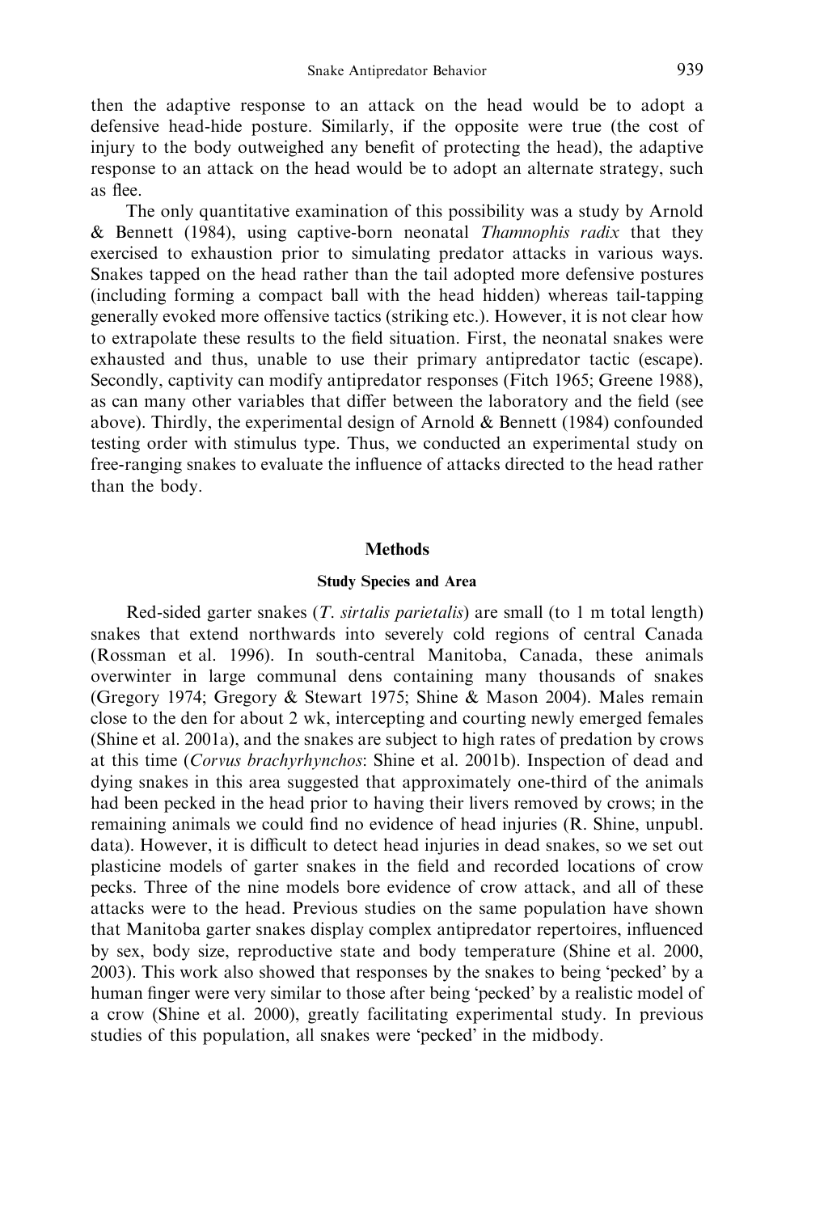then the adaptive response to an attack on the head would be to adopt a defensive head-hide posture. Similarly, if the opposite were true (the cost of injury to the body outweighed any benefit of protecting the head), the adaptive response to an attack on the head would be to adopt an alternate strategy, such as flee.

The only quantitative examination of this possibility was a study by Arnold & Bennett (1984), using captive-born neonatal *Thamnophis radix* that they exercised to exhaustion prior to simulating predator attacks in various ways. Snakes tapped on the head rather than the tail adopted more defensive postures (including forming a compact ball with the head hidden) whereas tail-tapping generally evoked more offensive tactics (striking etc.). However, it is not clear how to extrapolate these results to the field situation. First, the neonatal snakes were exhausted and thus, unable to use their primary antipredator tactic (escape). Secondly, captivity can modify antipredator responses (Fitch 1965; Greene 1988), as can many other variables that differ between the laboratory and the field (see above). Thirdly, the experimental design of Arnold & Bennett (1984) confounded testing order with stimulus type. Thus, we conducted an experimental study on free-ranging snakes to evaluate the influence of attacks directed to the head rather than the body.

## Methods

### Study Species and Area

Red-sided garter snakes (*T. sirtalis parietalis*) are small (to 1 m total length) snakes that extend northwards into severely cold regions of central Canada (Rossman et al. 1996). In south-central Manitoba, Canada, these animals overwinter in large communal dens containing many thousands of snakes (Gregory 1974; Gregory & Stewart 1975; Shine & Mason 2004). Males remain close to the den for about 2 wk, intercepting and courting newly emerged females (Shine et al. 2001a), and the snakes are subject to high rates of predation by crows at this time (*Corvus brachyrhynchos*: Shine et al. 2001b). Inspection of dead and dying snakes in this area suggested that approximately one-third of the animals had been pecked in the head prior to having their livers removed by crows; in the remaining animals we could find no evidence of head injuries (R. Shine, unpubl. data). However, it is difficult to detect head injuries in dead snakes, so we set out plasticine models of garter snakes in the field and recorded locations of crow pecks. Three of the nine models bore evidence of crow attack, and all of these attacks were to the head. Previous studies on the same population have shown that Manitoba garter snakes display complex antipredator repertoires, influenced by sex, body size, reproductive state and body temperature (Shine et al. 2000, 2003). This work also showed that responses by the snakes to being 'pecked' by a human finger were very similar to those after being 'pecked' by a realistic model of a crow (Shine et al. 2000), greatly facilitating experimental study. In previous studies of this population, all snakes were 'pecked' in the midbody.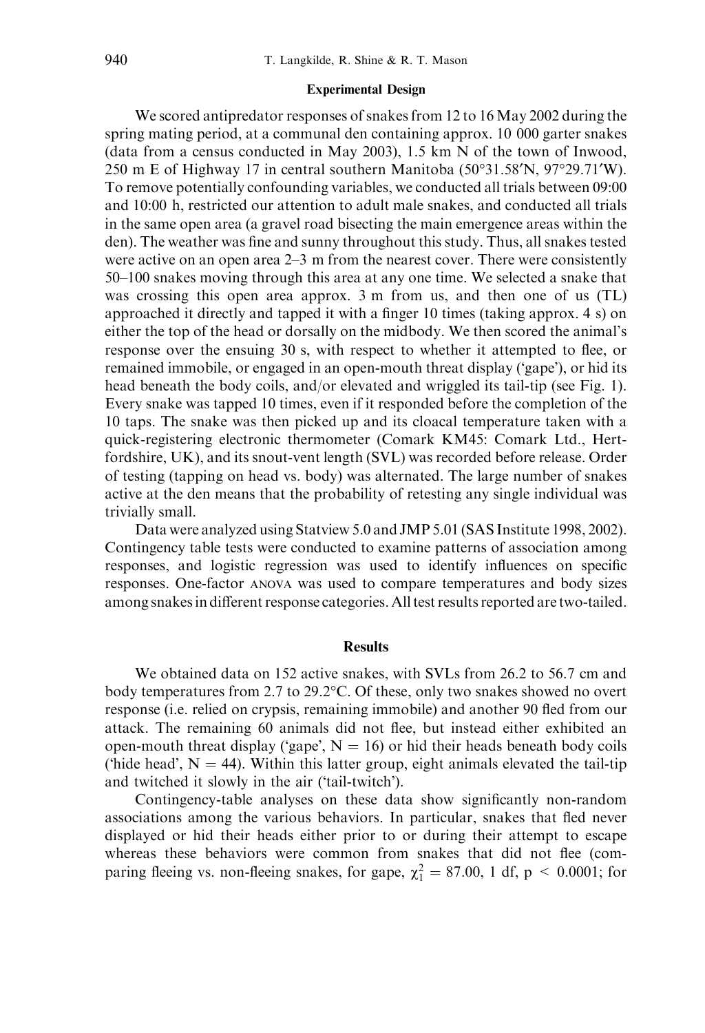### Experimental Design

We scored antipredator responses of snakes from 12 to 16 May 2002 during the spring mating period, at a communal den containing approx. 10 000 garter snakes (data from a census conducted in May 2003), 1.5 km N of the town of Inwood, 250 m E of Highway 17 in central southern Manitoba (50°31.58′N, 97°29.71′W). To remove potentially confounding variables, we conducted all trials between 09:00 and 10:00 h, restricted our attention to adult male snakes, and conducted all trials in the same open area (a gravel road bisecting the main emergence areas within the den). The weather was fine and sunny throughout this study. Thus, all snakes tested were active on an open area 2–3 m from the nearest cover. There were consistently 50–100 snakes moving through this area at any one time. We selected a snake that was crossing this open area approx. 3 m from us, and then one of us (TL) approached it directly and tapped it with a finger 10 times (taking approx. 4 s) on either the top of the head or dorsally on the midbody. We then scored the animal's response over the ensuing 30 s, with respect to whether it attempted to flee, or remained immobile, or engaged in an open-mouth threat display ('gape'), or hid its head beneath the body coils, and/or elevated and wriggled its tail-tip (see Fig. 1). Every snake was tapped 10 times, even if it responded before the completion of the 10 taps. The snake was then picked up and its cloacal temperature taken with a quick-registering electronic thermometer (Comark KM45: Comark Ltd., Hertfordshire, UK), and its snout-vent length (SVL) was recorded before release. Order of testing (tapping on head vs. body) was alternated. The large number of snakes active at the den means that the probability of retesting any single individual was trivially small.

Data were analyzed using Statview 5.0 and JMP 5.01 (SAS Institute 1998, 2002). Contingency table tests were conducted to examine patterns of association among responses, and logistic regression was used to identify influences on specific responses. One-factor ANOVA was used to compare temperatures and body sizes among snakes in different response categories. All test results reported are two-tailed.

## Results

We obtained data on 152 active snakes, with SVLs from 26.2 to 56.7 cm and body temperatures from 2.7 to 29.2°C. Of these, only two snakes showed no overt response (i.e. relied on crypsis, remaining immobile) and another 90 fled from our attack. The remaining 60 animals did not flee, but instead either exhibited an open-mouth threat display ('gape', $N = 16$) or hid their heads beneath body coils ('hide head', $N = 44$). Within this latter group, eight animals elevated the tail-tip and twitched it slowly in the air ('tail-twitch').

Contingency-table analyses on these data show significantly non-random associations among the various behaviors. In particular, snakes that fled never displayed or hid their heads either prior to or during their attempt to escape whereas these behaviors were common from snakes that did not flee (comparing fleeing vs. non-fleeing snakes, for gape, $\chi^2_1 = 87.00$, 1 df, $p < 0.0001$; for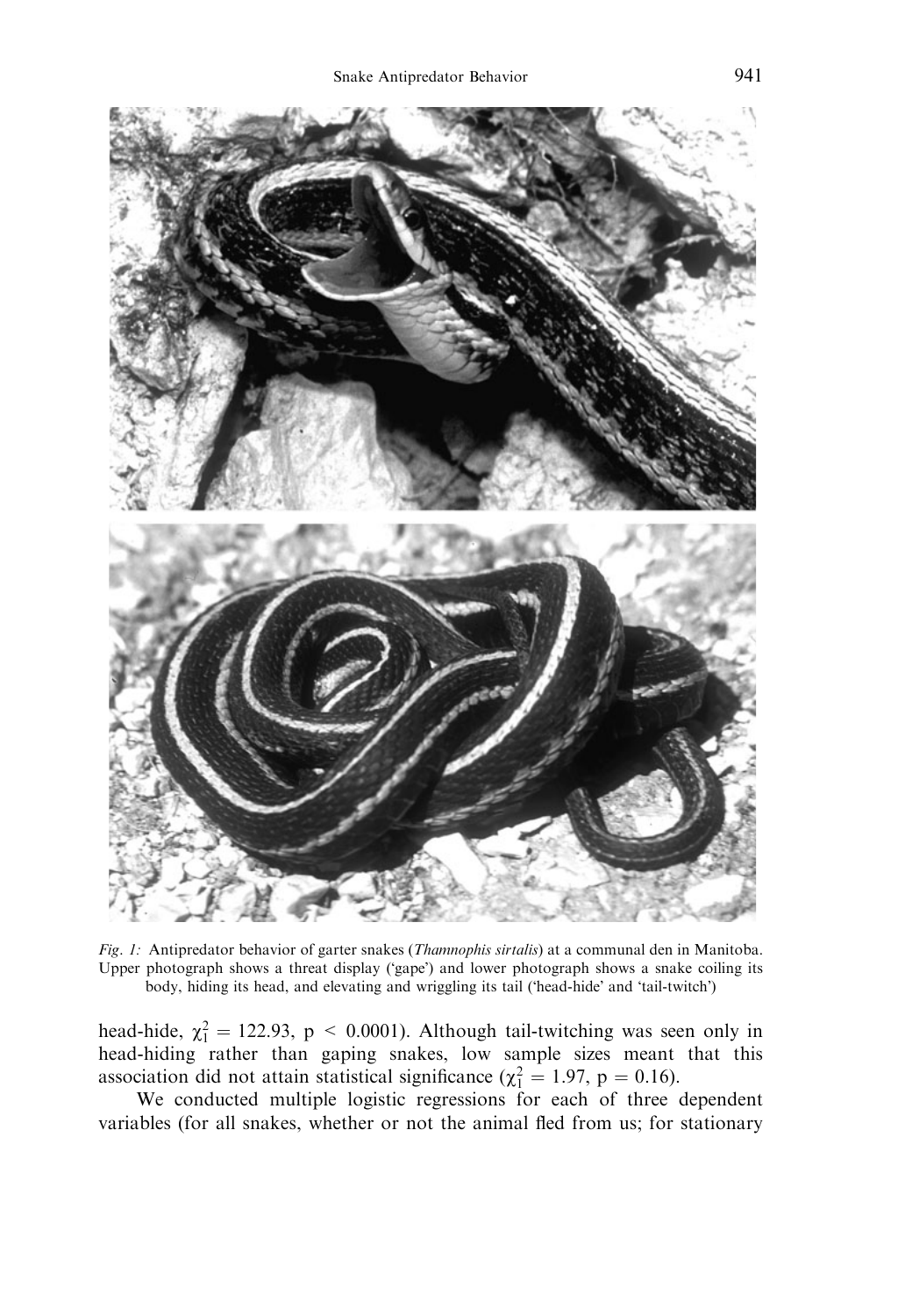*Fig. 1:* Antipredator behavior of garter snakes (*Thamnophis sirtalis*) at a communal den in Manitoba. Upper photograph shows a threat display ('gape') and lower photograph shows a snake coiling its body, hiding its head, and elevating and wriggling its tail ('head-hide' and 'tail-twitch')

head-hide, $\chi^2_1 = 122.93$, $p < 0.0001$). Although tail-twitching was seen only in head-hiding rather than gaping snakes, low sample sizes meant that this association did not attain statistical significance ($\chi^2_1 = 1.97$, $p = 0.16$).

We conducted multiple logistic regressions for each of three dependent variables (for all snakes, whether or not the animal fled from us; for stationary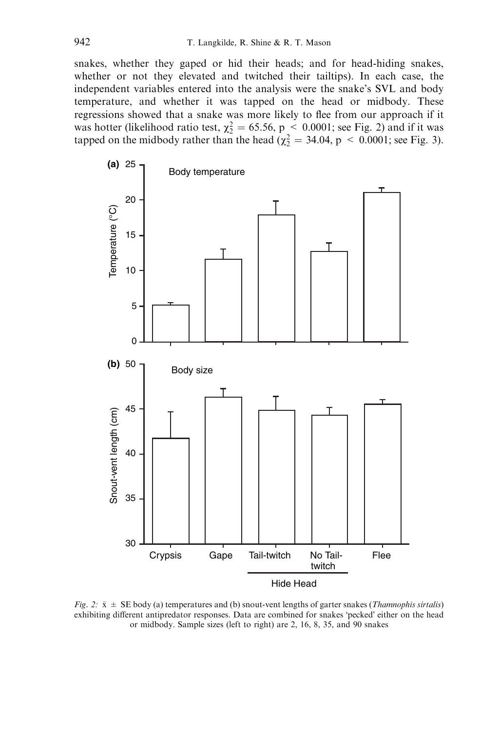snakes, whether they gaped or hid their heads; and for head-hiding snakes, whether or not they elevated and twitched their tailtips). In each case, the independent variables entered into the analysis were the snake's SVL and body temperature, and whether it was tapped on the head or midbody. These regressions showed that a snake was more likely to flee from our approach if it was hotter (likelihood ratio test, $\chi^2_2 = 65.56$, $p < 0.0001$; see Fig. 2) and if it was tapped on the midbody rather than the head ($\chi^2_2 = 34.04$, $p < 0.0001$; see Fig. 3).

*Fig. 2:* $\bar{x} \pm$ SE body (a) temperatures and (b) snout-vent lengths of garter snakes (*Thamnophis sirtalis*) exhibiting different antipredator responses. Data are combined for snakes 'pecked' either on the head or midbody. Sample sizes (left to right) are 2, 16, 8, 35, and 90 snakes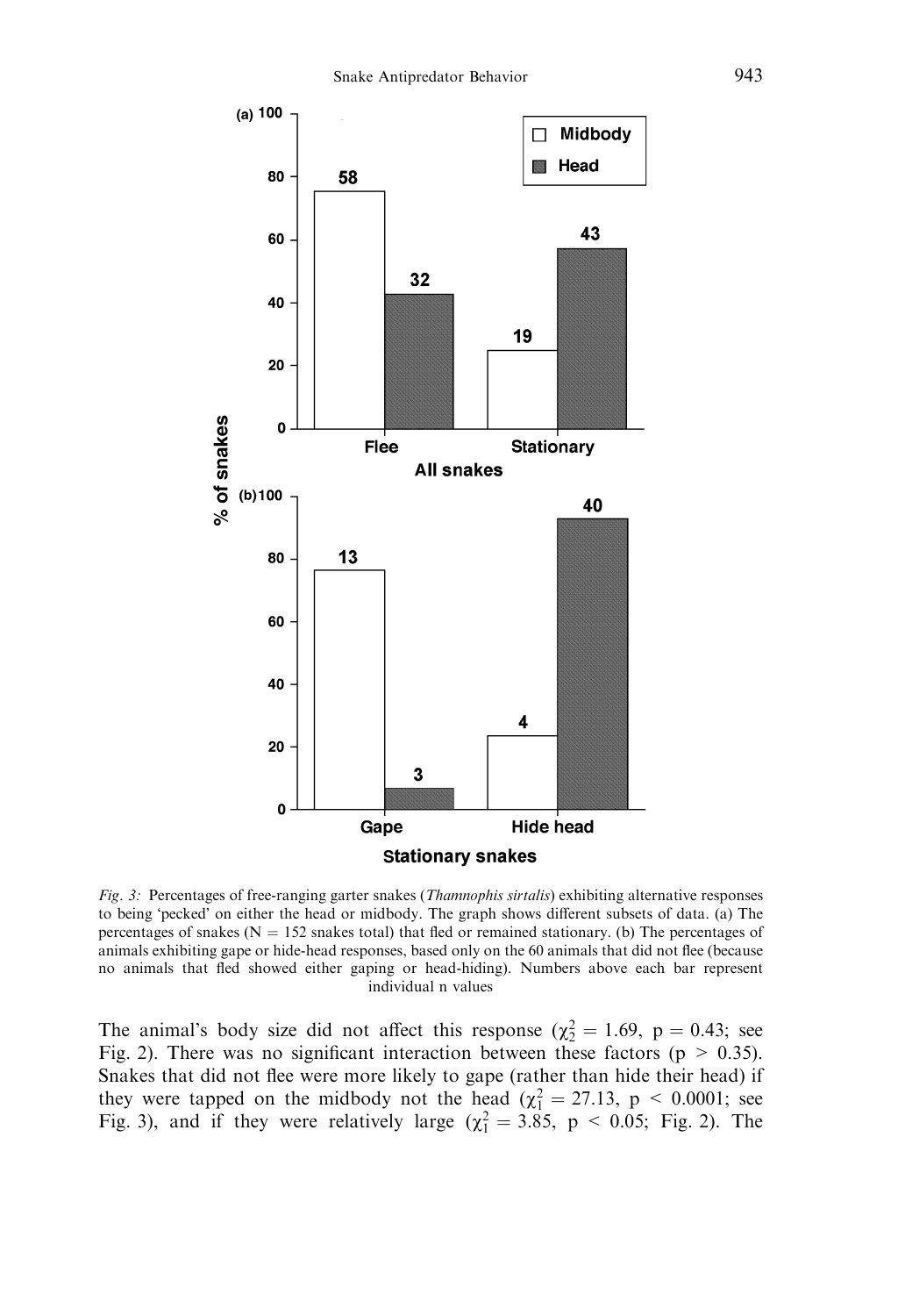Fig. 3: Percentages of free-ranging garter snakes (*Thamnophis sirtalis*) exhibiting alternative responses to being 'pecked' on either the head or midbody. The graph shows different subsets of data. (a) The percentages of snakes (N = 152 snakes total) that fled or remained stationary. (b) The percentages of animals exhibiting gape or hide-head responses, based only on the 60 animals that did not flee (because no animals that fled showed either gaping or head-hiding). Numbers above each bar represent individual n values

The animal's body size did not affect this response ($\chi^2_2 = 1.69$, $p = 0.43$; see Fig. 2). There was no significant interaction between these factors ($p > 0.35$). Snakes that did not flee were more likely to gape (rather than hide their head) if they were tapped on the midbody not the head ($\chi^2_1 = 27.13$, $p < 0.0001$; see Fig. 3), and if they were relatively large ($\chi^2_1 = 3.85$, $p < 0.05$; Fig. 2). The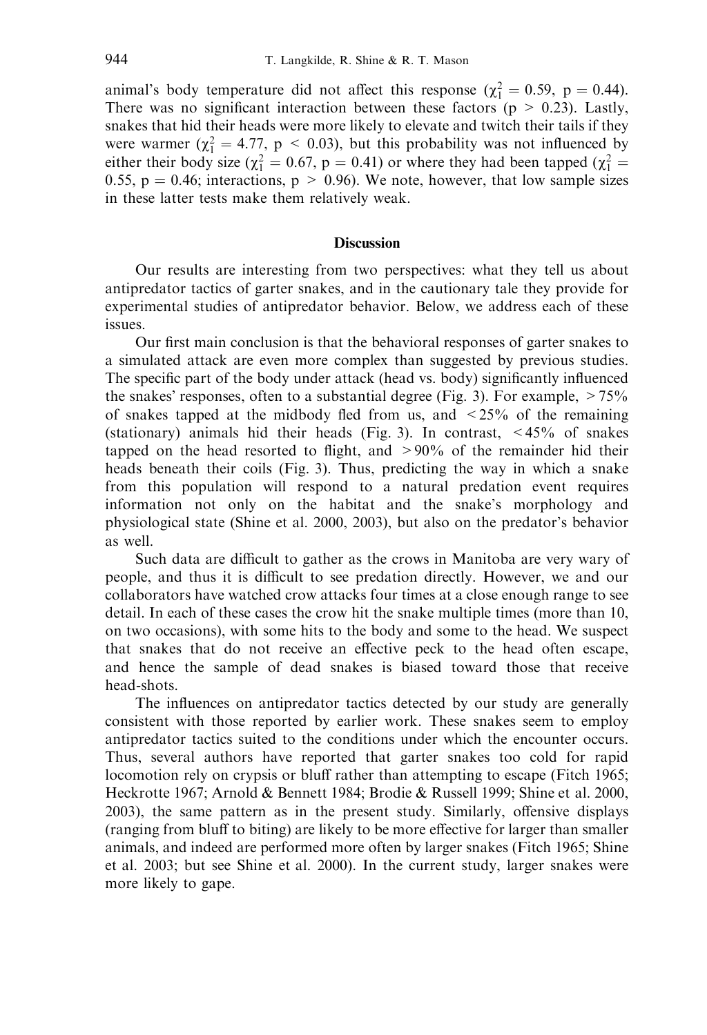animal's body temperature did not affect this response ($\chi^2_1 = 0.59$, $p = 0.44$). There was no significant interaction between these factors ($p > 0.23$). Lastly, snakes that hid their heads were more likely to elevate and twitch their tails if they were warmer ($\chi^2_1 = 4.77$, $p < 0.03$), but this probability was not influenced by either their body size ($\chi^2_1 = 0.67$, $p = 0.41$) or where they had been tapped ($\chi^2_1 = 0.55$, $p = 0.46$; interactions, $p > 0.96$). We note, however, that low sample sizes in these latter tests make them relatively weak.

## Discussion

Our results are interesting from two perspectives: what they tell us about antipredator tactics of garter snakes, and in the cautionary tale they provide for experimental studies of antipredator behavior. Below, we address each of these issues.

Our first main conclusion is that the behavioral responses of garter snakes to a simulated attack are even more complex than suggested by previous studies. The specific part of the body under attack (head vs. body) significantly influenced the snakes' responses, often to a substantial degree (Fig. 3). For example, >75% of snakes tapped at the midbody fled from us, and <25% of the remaining (stationary) animals hid their heads (Fig. 3). In contrast, <45% of snakes tapped on the head resorted to flight, and >90% of the remainder hid their heads beneath their coils (Fig. 3). Thus, predicting the way in which a snake from this population will respond to a natural predation event requires information not only on the habitat and the snake's morphology and physiological state (Shine et al. 2000, 2003), but also on the predator's behavior as well.

Such data are difficult to gather as the crows in Manitoba are very wary of people, and thus it is difficult to see predation directly. However, we and our collaborators have watched crow attacks four times at a close enough range to see detail. In each of these cases the crow hit the snake multiple times (more than 10, on two occasions), with some hits to the body and some to the head. We suspect that snakes that do not receive an effective peck to the head often escape, and hence the sample of dead snakes is biased toward those that receive head-shots.

The influences on antipredator tactics detected by our study are generally consistent with those reported by earlier work. These snakes seem to employ antipredator tactics suited to the conditions under which the encounter occurs. Thus, several authors have reported that garter snakes too cold for rapid locomotion rely on crypsis or bluff rather than attempting to escape (Fitch 1965; Heckrotte 1967; Arnold & Bennett 1984; Brodie & Russell 1999; Shine et al. 2000, 2003), the same pattern as in the present study. Similarly, offensive displays (ranging from bluff to biting) are likely to be more effective for larger than smaller animals, and indeed are performed more often by larger snakes (Fitch 1965; Shine et al. 2003; but see Shine et al. 2000). In the current study, larger snakes were more likely to gape.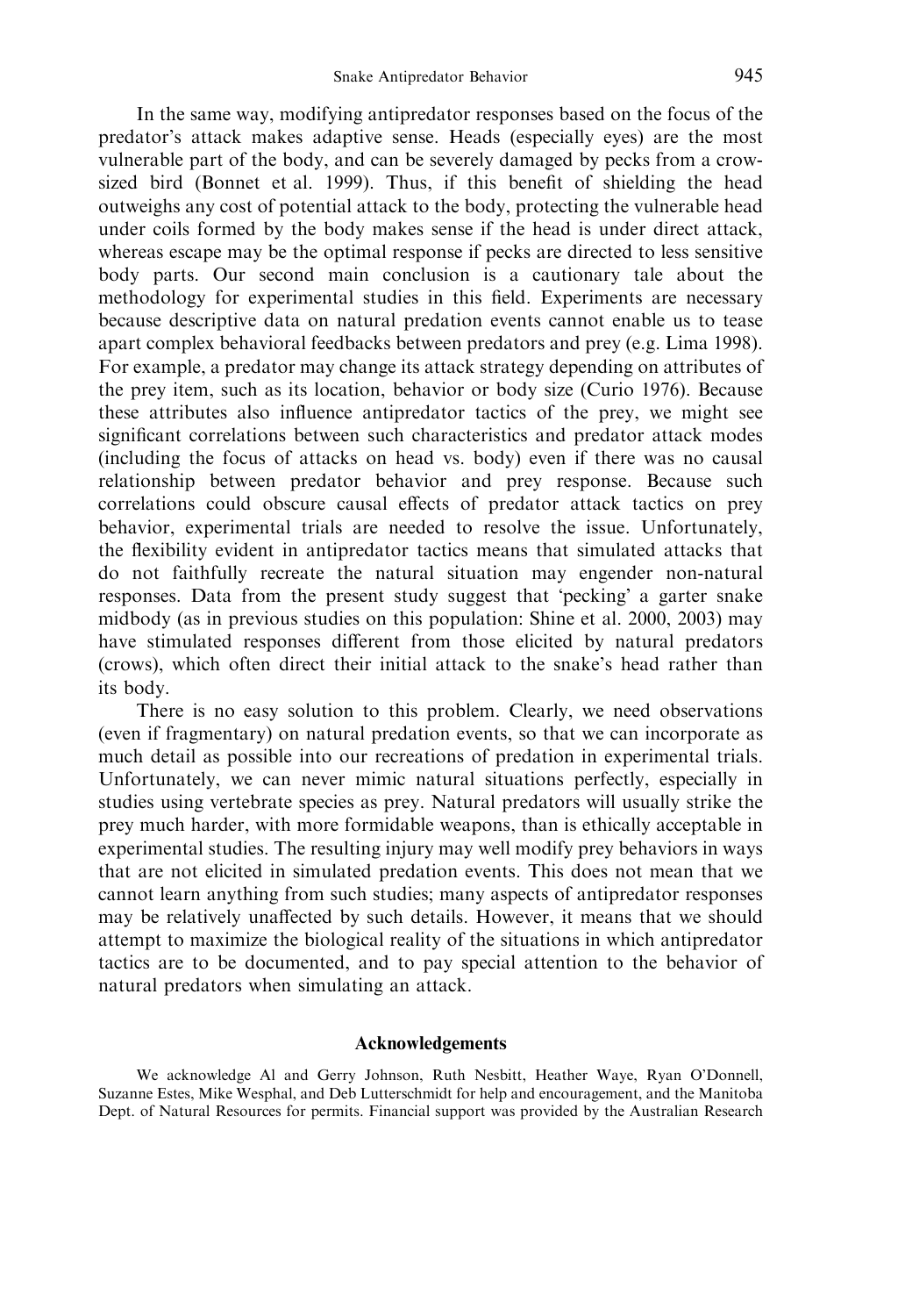In the same way, modifying antipredator responses based on the focus of the predator's attack makes adaptive sense. Heads (especially eyes) are the most vulnerable part of the body, and can be severely damaged by pecks from a crow-sized bird (Bonnet et al. 1999). Thus, if this benefit of shielding the head outweighs any cost of potential attack to the body, protecting the vulnerable head under coils formed by the body makes sense if the head is under direct attack, whereas escape may be the optimal response if pecks are directed to less sensitive body parts. Our second main conclusion is a cautionary tale about the methodology for experimental studies in this field. Experiments are necessary because descriptive data on natural predation events cannot enable us to tease apart complex behavioral feedbacks between predators and prey (e.g. Lima 1998). For example, a predator may change its attack strategy depending on attributes of the prey item, such as its location, behavior or body size (Curio 1976). Because these attributes also influence antipredator tactics of the prey, we might see significant correlations between such characteristics and predator attack modes (including the focus of attacks on head vs. body) even if there was no causal relationship between predator behavior and prey response. Because such correlations could obscure causal effects of predator attack tactics on prey behavior, experimental trials are needed to resolve the issue. Unfortunately, the flexibility evident in antipredator tactics means that simulated attacks that do not faithfully recreate the natural situation may engender non-natural responses. Data from the present study suggest that 'pecking' a garter snake midbody (as in previous studies on this population: Shine et al. 2000, 2003) may have stimulated responses different from those elicited by natural predators (crows), which often direct their initial attack to the snake's head rather than its body.

There is no easy solution to this problem. Clearly, we need observations (even if fragmentary) on natural predation events, so that we can incorporate as much detail as possible into our recreations of predation in experimental trials. Unfortunately, we can never mimic natural situations perfectly, especially in studies using vertebrate species as prey. Natural predators will usually strike the prey much harder, with more formidable weapons, than is ethically acceptable in experimental studies. The resulting injury may well modify prey behaviors in ways that are not elicited in simulated predation events. This does not mean that we cannot learn anything from such studies; many aspects of antipredator responses may be relatively unaffected by such details. However, it means that we should attempt to maximize the biological reality of the situations in which antipredator tactics are to be documented, and to pay special attention to the behavior of natural predators when simulating an attack.

## Acknowledgements

We acknowledge Al and Gerry Johnson, Ruth Nesbitt, Heather Waye, Ryan O'Donnell, Suzanne Estes, Mike Wesphal, and Deb Lutterschmidt for help and encouragement, and the Manitoba Dept. of Natural Resources for permits. Financial support was provided by the Australian Research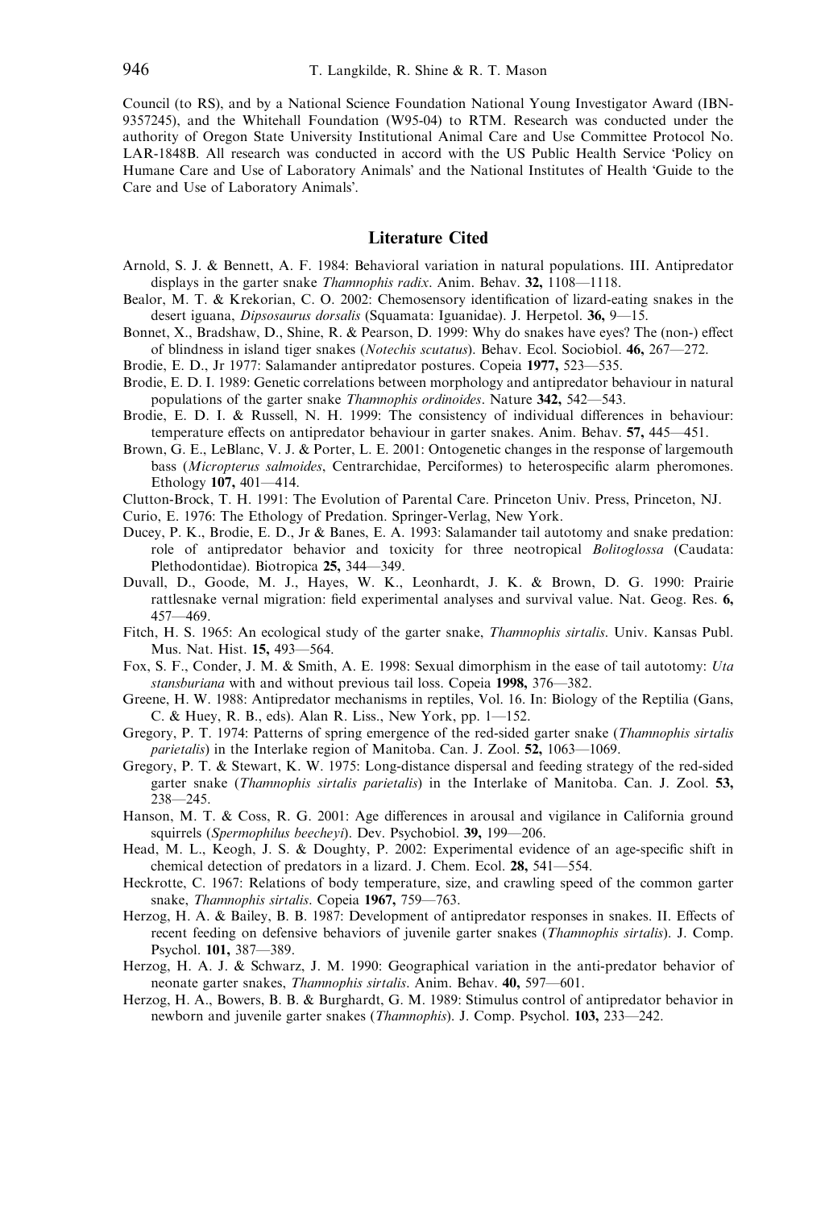Council (to RS), and by a National Science Foundation National Young Investigator Award (IBN-9357245), and the Whitehall Foundation (W95-04) to RTM. Research was conducted under the authority of Oregon State University Institutional Animal Care and Use Committee Protocol No. LAR-1848B. All research was conducted in accord with the US Public Health Service 'Policy on Humane Care and Use of Laboratory Animals' and the National Institutes of Health 'Guide to the Care and Use of Laboratory Animals'.

## Literature Cited

Arnold, S. J. & Bennett, A. F. 1984: Behavioral variation in natural populations. III. Antipredator displays in the garter snake *Thamnophis radix*. Anim. Behav. **32,** 1108—1118.

Bealor, M. T. & Krekorian, C. O. 2002: Chemosensory identification of lizard-eating snakes in the desert iguana, *Dipsosaurus dorsalis* (Squamata: Iguanidae). J. Herpetol. **36,** 9—15.

Bonnet, X., Bradshaw, D., Shine, R. & Pearson, D. 1999: Why do snakes have eyes? The (non-) effect of blindness in island tiger snakes (*Notechis scutatus*). Behav. Ecol. Sociobiol. **46,** 267—272.

Brodie, E. D., Jr 1977: Salamander antipredator postures. Copeia **1977,** 523—535.

Brodie, E. D. I. 1989: Genetic correlations between morphology and antipredator behaviour in natural populations of the garter snake *Thamnophis ordinoides*. Nature **342,** 542—543.

Brodie, E. D. I. & Russell, N. H. 1999: The consistency of individual differences in behaviour: temperature effects on antipredator behaviour in garter snakes. Anim. Behav. **57,** 445—451.

Brown, G. E., LeBlanc, V. J. & Porter, L. E. 2001: Ontogenetic changes in the response of largemouth bass (*Micropterus salmoides*, Centrarchidae, Perciformes) to heterospecific alarm pheromones. Ethology **107,** 401—414.

Clutton-Brock, T. H. 1991: The Evolution of Parental Care. Princeton Univ. Press, Princeton, NJ.

Curio, E. 1976: The Ethology of Predation. Springer-Verlag, New York.

Ducey, P. K., Brodie, E. D., Jr & Banes, E. A. 1993: Salamander tail autotomy and snake predation: role of antipredator behavior and toxicity for three neotropical *Bolitoglossa* (Caudata: Plethodontidae). Biotropica **25,** 344—349.

Duvall, D., Goode, M. J., Hayes, W. K., Leonhardt, J. K. & Brown, D. G. 1990: Prairie rattlesnake vernal migration: field experimental analyses and survival value. Nat. Geog. Res. **6,** 457—469.

Fitch, H. S. 1965: An ecological study of the garter snake, *Thamnophis sirtalis*. Univ. Kansas Publ. Mus. Nat. Hist. **15,** 493—564.

Fox, S. F., Conder, J. M. & Smith, A. E. 1998: Sexual dimorphism in the ease of tail autotomy: *Uta stansburiana* with and without previous tail loss. Copeia **1998,** 376—382.

Greene, H. W. 1988: Antipredator mechanisms in reptiles, Vol. 16. In: Biology of the Reptilia (Gans, C. & Huey, R. B., eds). Alan R. Liss., New York, pp. 1—152.

Gregory, P. T. 1974: Patterns of spring emergence of the red-sided garter snake (*Thamnophis sirtalis parietalis*) in the Interlake region of Manitoba. Can. J. Zool. **52,** 1063—1069.

Gregory, P. T. & Stewart, K. W. 1975: Long-distance dispersal and feeding strategy of the red-sided garter snake (*Thamnophis sirtalis parietalis*) in the Interlake of Manitoba. Can. J. Zool. **53,** 238—245.

Hanson, M. T. & Coss, R. G. 2001: Age differences in arousal and vigilance in California ground squirrels (*Spermophilus beecheyi*). Dev. Psychobiol. **39,** 199—206.

Head, M. L., Keogh, J. S. & Doughty, P. 2002: Experimental evidence of an age-specific shift in chemical detection of predators in a lizard. J. Chem. Ecol. **28,** 541—554.

Heckrotte, C. 1967: Relations of body temperature, size, and crawling speed of the common garter snake, *Thamnophis sirtalis*. Copeia **1967,** 759—763.

Herzog, H. A. & Bailey, B. B. 1987: Development of antipredator responses in snakes. II. Effects of recent feeding on defensive behaviors of juvenile garter snakes (*Thamnophis sirtalis*). J. Comp. Psychol. **101,** 387—389.

Herzog, H. A. J. & Schwarz, J. M. 1990: Geographical variation in the anti-predator behavior of neonate garter snakes, *Thamnophis sirtalis*. Anim. Behav. **40,** 597—601.

Herzog, H. A., Bowers, B. B. & Burghardt, G. M. 1989: Stimulus control of antipredator behavior in newborn and juvenile garter snakes (*Thamnophis*). J. Comp. Psychol. **103,** 233—242.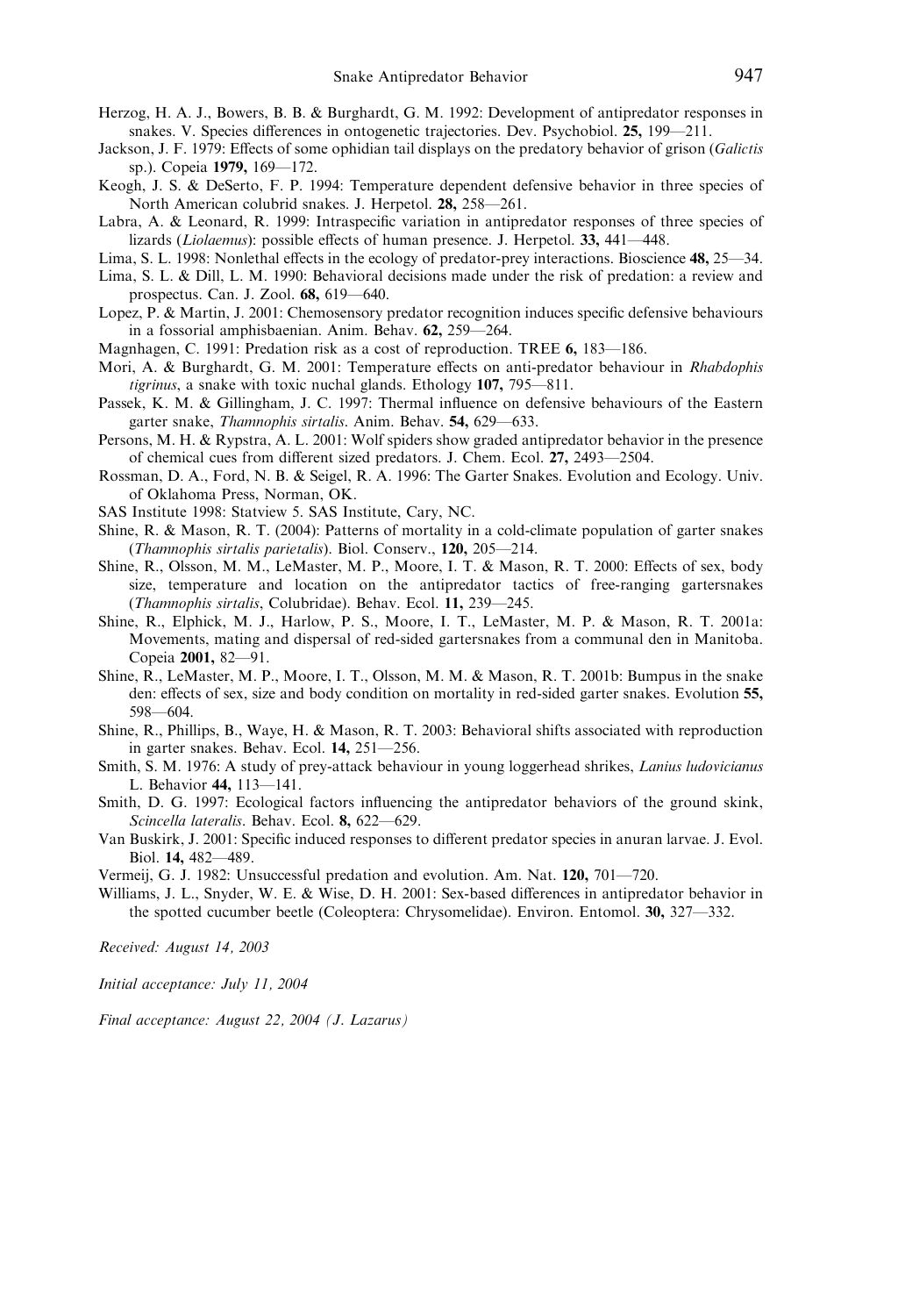Herzog, H. A. J., Bowers, B. B. & Burghardt, G. M. 1992: Development of antipredator responses in snakes. V. Species differences in ontogenetic trajectories. Dev. Psychobiol. **25,** 199—211.

Jackson, J. F. 1979: Effects of some ophidian tail displays on the predatory behavior of grison (*Galictis* sp.). Copeia **1979,** 169—172.

Keogh, J. S. & DeSerto, F. P. 1994: Temperature dependent defensive behavior in three species of North American colubrid snakes. J. Herpetol. **28,** 258—261.

Labra, A. & Leonard, R. 1999: Intraspecific variation in antipredator responses of three species of lizards (*Liolaemus*): possible effects of human presence. J. Herpetol. **33,** 441—448.

Lima, S. L. 1998: Nonlethal effects in the ecology of predator-prey interactions. Bioscience **48,** 25—34.

Lima, S. L. & Dill, L. M. 1990: Behavioral decisions made under the risk of predation: a review and prospectus. Can. J. Zool. **68,** 619—640.

Lopez, P. & Martin, J. 2001: Chemosensory predator recognition induces specific defensive behaviours in a fossorial amphisbaenian. Anim. Behav. **62,** 259—264.

Magnhagen, C. 1991: Predation risk as a cost of reproduction. TREE **6,** 183—186.

Mori, A. & Burghardt, G. M. 2001: Temperature effects on anti-predator behaviour in *Rhabdophis tigrinus*, a snake with toxic nuchal glands. Ethology **107,** 795—811.

Passek, K. M. & Gillingham, J. C. 1997: Thermal influence on defensive behaviours of the Eastern garter snake, *Thamnophis sirtalis*. Anim. Behav. **54,** 629—633.

Persons, M. H. & Rypstra, A. L. 2001: Wolf spiders show graded antipredator behavior in the presence of chemical cues from different sized predators. J. Chem. Ecol. **27,** 2493—2504.

Rossman, D. A., Ford, N. B. & Seigel, R. A. 1996: The Garter Snakes. Evolution and Ecology. Univ. of Oklahoma Press, Norman, OK.

SAS Institute 1998: Statview 5. SAS Institute, Cary, NC.

Shine, R. & Mason, R. T. (2004): Patterns of mortality in a cold-climate population of garter snakes (*Thamnophis sirtalis parietalis*). Biol. Conserv., **120,** 205—214.

Shine, R., Olsson, M. M., LeMaster, M. P., Moore, I. T. & Mason, R. T. 2000: Effects of sex, body size, temperature and location on the antipredator tactics of free-ranging gartersnakes (*Thamnophis sirtalis*, Colubridae). Behav. Ecol. **11,** 239—245.

Shine, R., Elphick, M. J., Harlow, P. S., Moore, I. T., LeMaster, M. P. & Mason, R. T. 2001a: Movements, mating and dispersal of red-sided gartersnakes from a communal den in Manitoba. Copeia **2001,** 82—91.

Shine, R., LeMaster, M. P., Moore, I. T., Olsson, M. M. & Mason, R. T. 2001b: Bumpus in the snake den: effects of sex, size and body condition on mortality in red-sided garter snakes. Evolution **55,** 598—604.

Shine, R., Phillips, B., Waye, H. & Mason, R. T. 2003: Behavioral shifts associated with reproduction in garter snakes. Behav. Ecol. **14,** 251—256.

Smith, S. M. 1976: A study of prey-attack behaviour in young loggerhead shrikes, *Lanius ludovicianus* L. Behavior **44,** 113—141.

Smith, D. G. 1997: Ecological factors influencing the antipredator behaviors of the ground skink, *Scincella lateralis*. Behav. Ecol. **8,** 622—629.

Van Buskirk, J. 2001: Specific induced responses to different predator species in anuran larvae. J. Evol. Biol. **14,** 482—489.

Vermeij, G. J. 1982: Unsuccessful predation and evolution. Am. Nat. **120,** 701—720.

Williams, J. L., Snyder, W. E. & Wise, D. H. 2001: Sex-based differences in antipredator behavior in the spotted cucumber beetle (Coleoptera: Chrysomelidae). Environ. Entomol. **30,** 327—332.

*Received: August 14, 2003*

*Initial acceptance: July 11, 2004*

*Final acceptance: August 22, 2004 (J. Lazarus)*